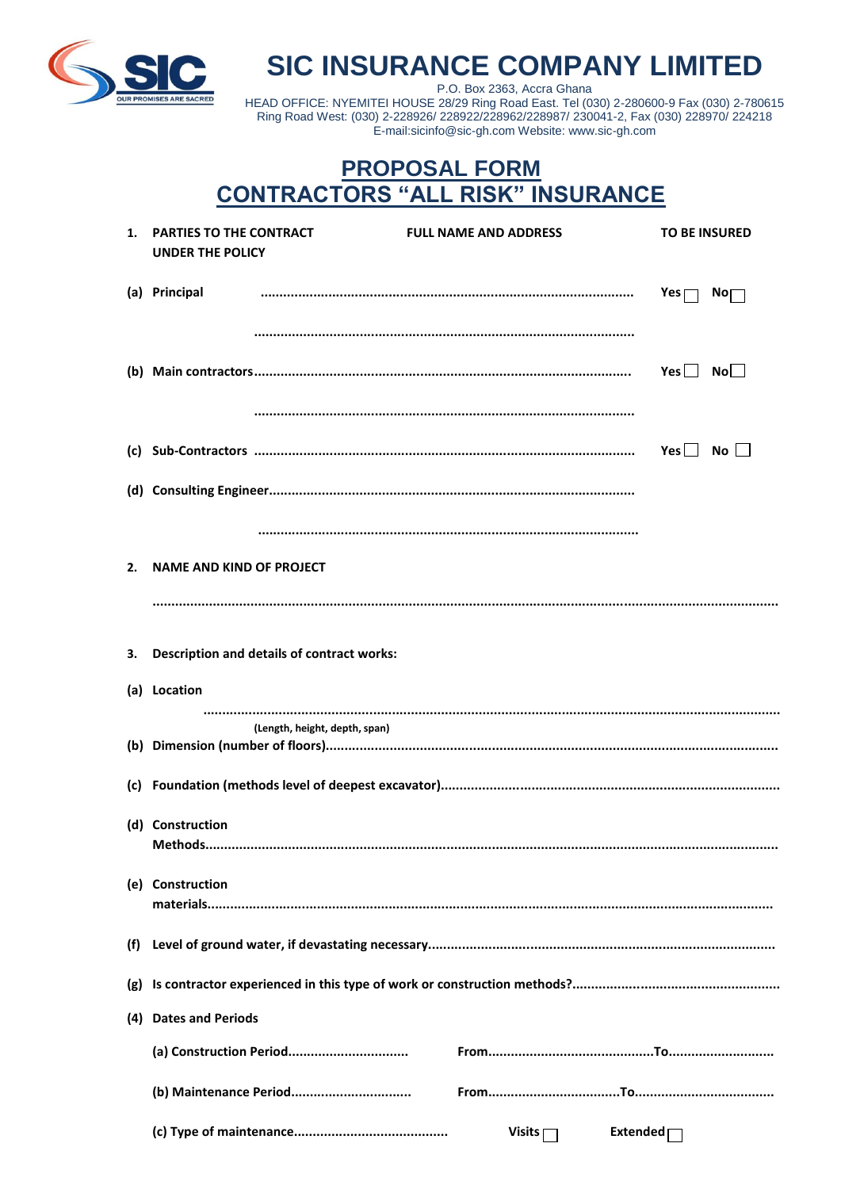# SIC INSURANCE COMPANY LIMITED

P.O. Box 2363, Accra Ghana
HEAD OFFICE: NYEMITEI HOUSE 28/29 Ring Road East. Tel (030) 2-280600-9 Fax (030) 2-780615
Ring Road West: (030) 2-228926/ 228922/228962/228987/ 230041-2, Fax (030) 228970/ 224218
E-mail:sicinfo@sic-gh.com Website: www.sic-gh.com

## PROPOSAL FORM
## CONTRACTORS "ALL RISK" INSURANCE

| 1. PARTIES TO THE CONTRACT UNDER THE POLICY | FULL NAME AND ADDRESS | TO BE INSURED |
|---|---|---|
| (a) Principal | ........................................................................................ | Yes ☐ No ☐ |
| | ........................................................................................ | |
| (b) Main contractors | ........................................................................................ | Yes ☐ No ☐ |
| | ........................................................................................ | |
| (c) Sub-Contractors | ........................................................................................ | Yes ☐ No ☐ |
| (d) Consulting Engineer | ........................................................................................ | |
| | ........................................................................................ | |

**2. NAME AND KIND OF PROJECT**

........................................................................................................................................

**3. Description and details of contract works:**

**(a) Location**

........................................................................................................................................

(Length, height, depth, span)

**(b) Dimension (number of floors)**..........................................................................................

**(c) Foundation (methods level of deepest excavator)**..............................................................

**(d) Construction Methods**........................................................................................................

**(e) Construction materials**......................................................................................................

**(f) Level of ground water, if devastating necessary**...................................................................

**(g) Is contractor experienced in this type of work or construction methods?**...............................

**(4) Dates and Periods**

**(a) Construction Period**............................... **From**........................................**To**...........................

**(b) Maintenance Period**............................... **From**................................**To**...................................

**(c) Type of maintenance**........................................ **Visits** ☐ **Extended** ☐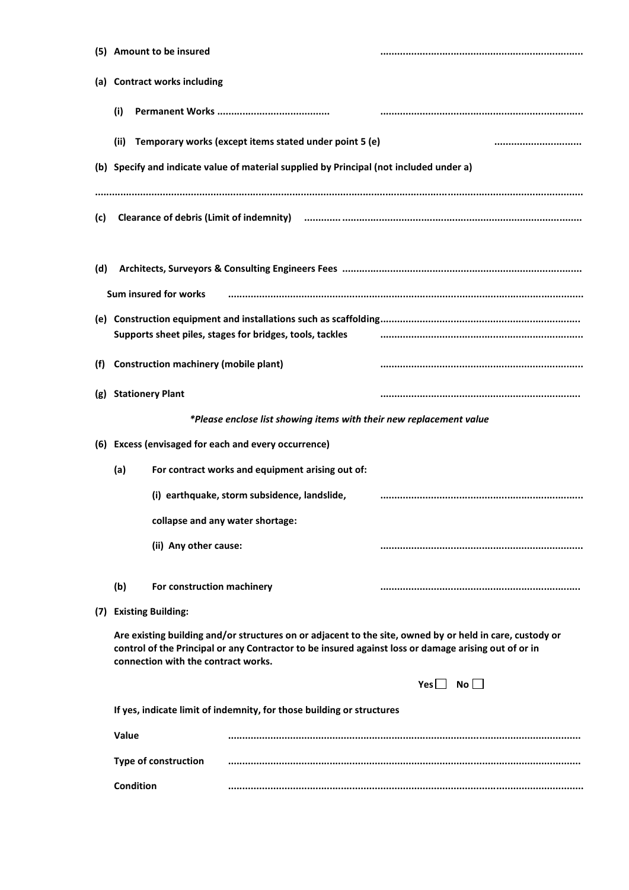**(5) Amount to be insured** .......................................................................

**(a) Contract works including**

**(i) Permanent Works** ....................................... .......................................................................

**(ii) Temporary works (except items stated under point 5 (e)** ..............................

**(b) Specify and indicate value of material supplied by Principal (not included under a)**

.......................................................................................................................................................................

**(c) Clearance of debris (Limit of indemnity)** .............................................................................................

**(d) Architects, Surveyors & Consulting Engineers Fees** ...................................................................................

**Sum insured for works** ............................................................................................................................

**(e) Construction equipment and installations such as scaffolding**.....................................................................
**Supports sheet piles, stages for bridges, tools, tackles** .......................................................................

**(f) Construction machinery (mobile plant)** .......................................................................

**(g) Stationery Plant** ......................................................................

***Please enclose list showing items with their new replacement value***

**(6) Excess (envisaged for each and every occurrence)**

**(a) For contract works and equipment arising out of:**

**(i) earthquake, storm subsidence, landslide,** .......................................................................

**collapse and any water shortage:**

**(ii) Any other cause:** .......................................................................

**(b) For construction machinery** ......................................................................

**(7) Existing Building:**

**Are existing building and/or structures on or adjacent to the site, owned by or held in care, custody or control of the Principal or any Contractor to be insured against loss or damage arising out of or in connection with the contract works.**

**Yes** ☐ **No** ☐

**If yes, indicate limit of indemnity, for those building or structures**

**Value** ...........................................................................................................................

**Type of construction** ...........................................................................................................................

**Condition** ...........................................................................................................................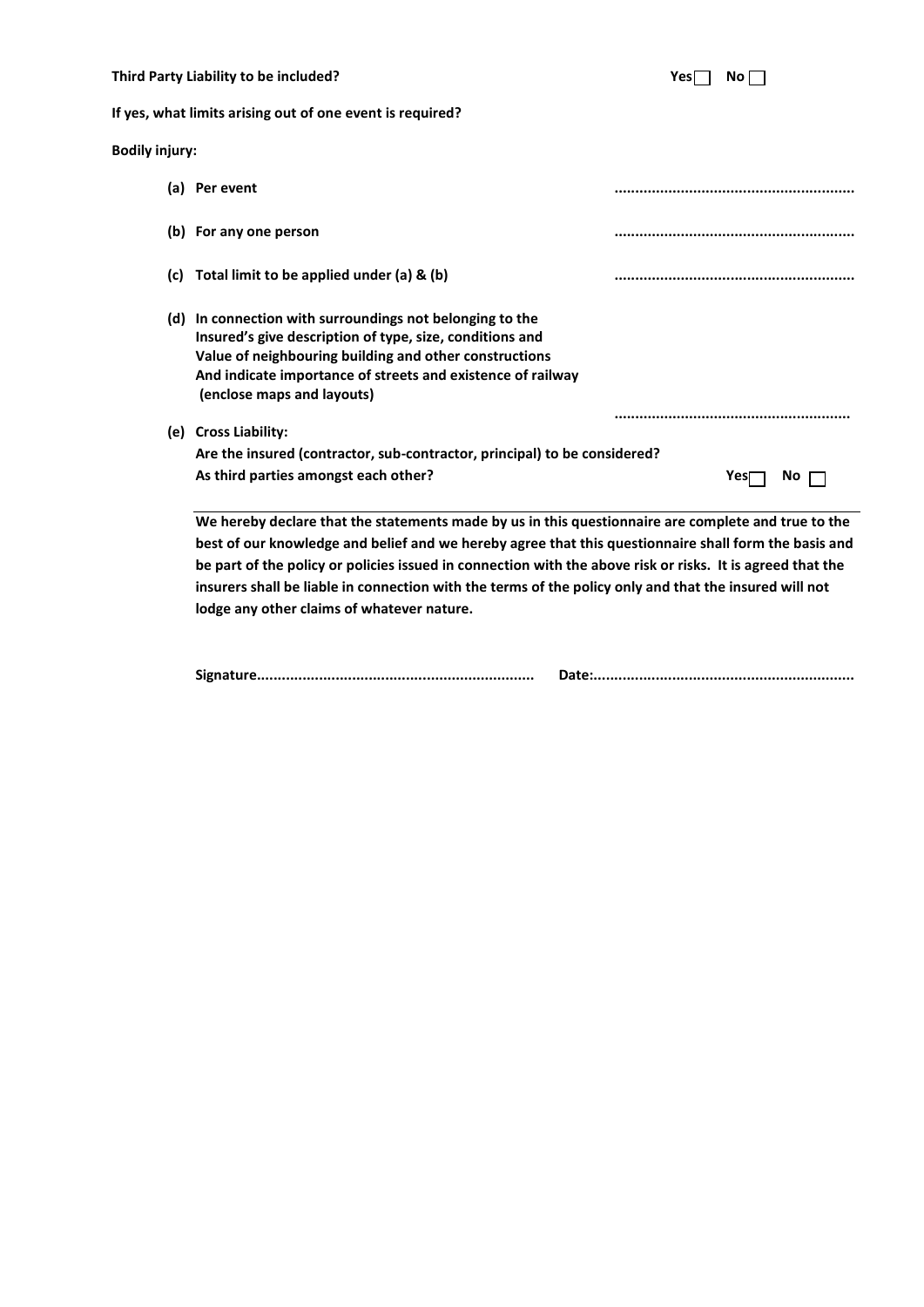**Third Party Liability to be included?** Yes ☐ No ☐

**If yes, what limits arising out of one event is required?**

**Bodily injury:**

**(a) Per event** ........................................................

**(b) For any one person** ........................................................

**(c) Total limit to be applied under (a) & (b)** ........................................................

**(d) In connection with surroundings not belonging to the Insured's give description of type, size, conditions and Value of neighbouring building and other constructions And indicate importance of streets and existence of railway (enclose maps and layouts)**

........................................................

**(e) Cross Liability:**
**Are the insured (contractor, sub-contractor, principal) to be considered?**
**As third parties amongst each other?** Yes ☐ No ☐

---

**We hereby declare that the statements made by us in this questionnaire are complete and true to the best of our knowledge and belief and we hereby agree that this questionnaire shall form the basis and be part of the policy or policies issued in connection with the above risk or risks. It is agreed that the insurers shall be liable in connection with the terms of the policy only and that the insured will not lodge any other claims of whatever nature.**

**Signature**.................................................................. **Date:**..............................................................